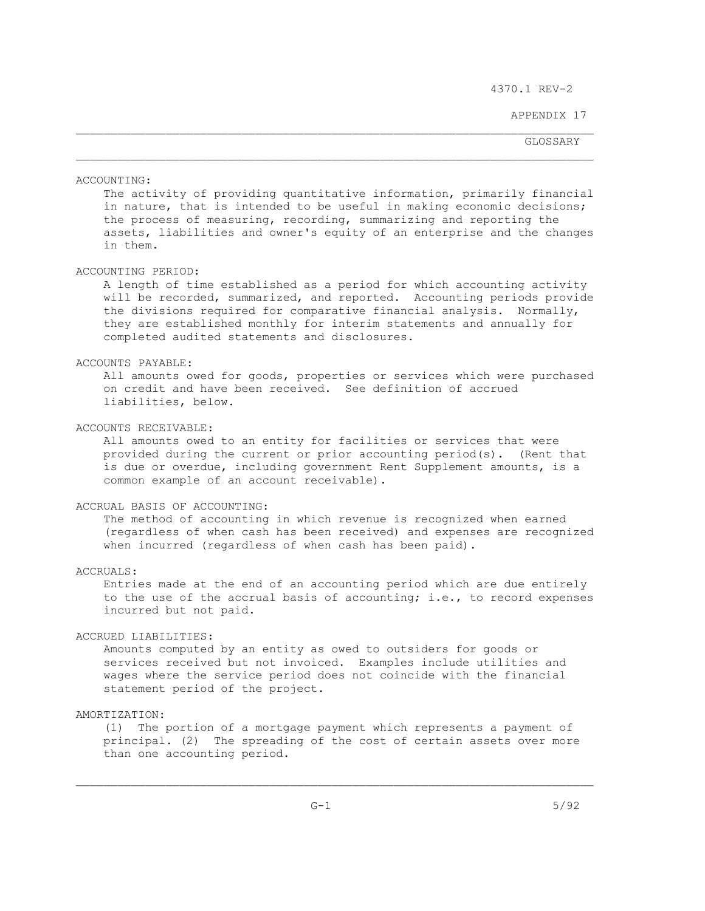# GLOSSARY

**ACCOUNTING:**

The activity of providing quantitative information, primarily financial in nature, that is intended to be useful in making economic decisions; the process of measuring, recording, summarizing and reporting the assets, liabilities and owner's equity of an enterprise and the changes in them.

**ACCOUNTING PERIOD:**

A length of time established as a period for which accounting activity will be recorded, summarized, and reported. Accounting periods provide the divisions required for comparative financial analysis. Normally, they are established monthly for interim statements and annually for completed audited statements and disclosures.

**ACCOUNTS PAYABLE:**

All amounts owed for goods, properties or services which were purchased on credit and have been received. See definition of accrued liabilities, below.

**ACCOUNTS RECEIVABLE:**

All amounts owed to an entity for facilities or services that were provided during the current or prior accounting period(s). (Rent that is due or overdue, including government Rent Supplement amounts, is a common example of an account receivable).

**ACCRUAL BASIS OF ACCOUNTING:**

The method of accounting in which revenue is recognized when earned (regardless of when cash has been received) and expenses are recognized when incurred (regardless of when cash has been paid).

**ACCRUALS:**

Entries made at the end of an accounting period which are due entirely to the use of the accrual basis of accounting; i.e., to record expenses incurred but not paid.

**ACCRUED LIABILITIES:**

Amounts computed by an entity as owed to outsiders for goods or services received but not invoiced. Examples include utilities and wages where the service period does not coincide with the financial statement period of the project.

**AMORTIZATION:**

(1) The portion of a mortgage payment which represents a payment of principal. (2) The spreading of the cost of certain assets over more than one accounting period.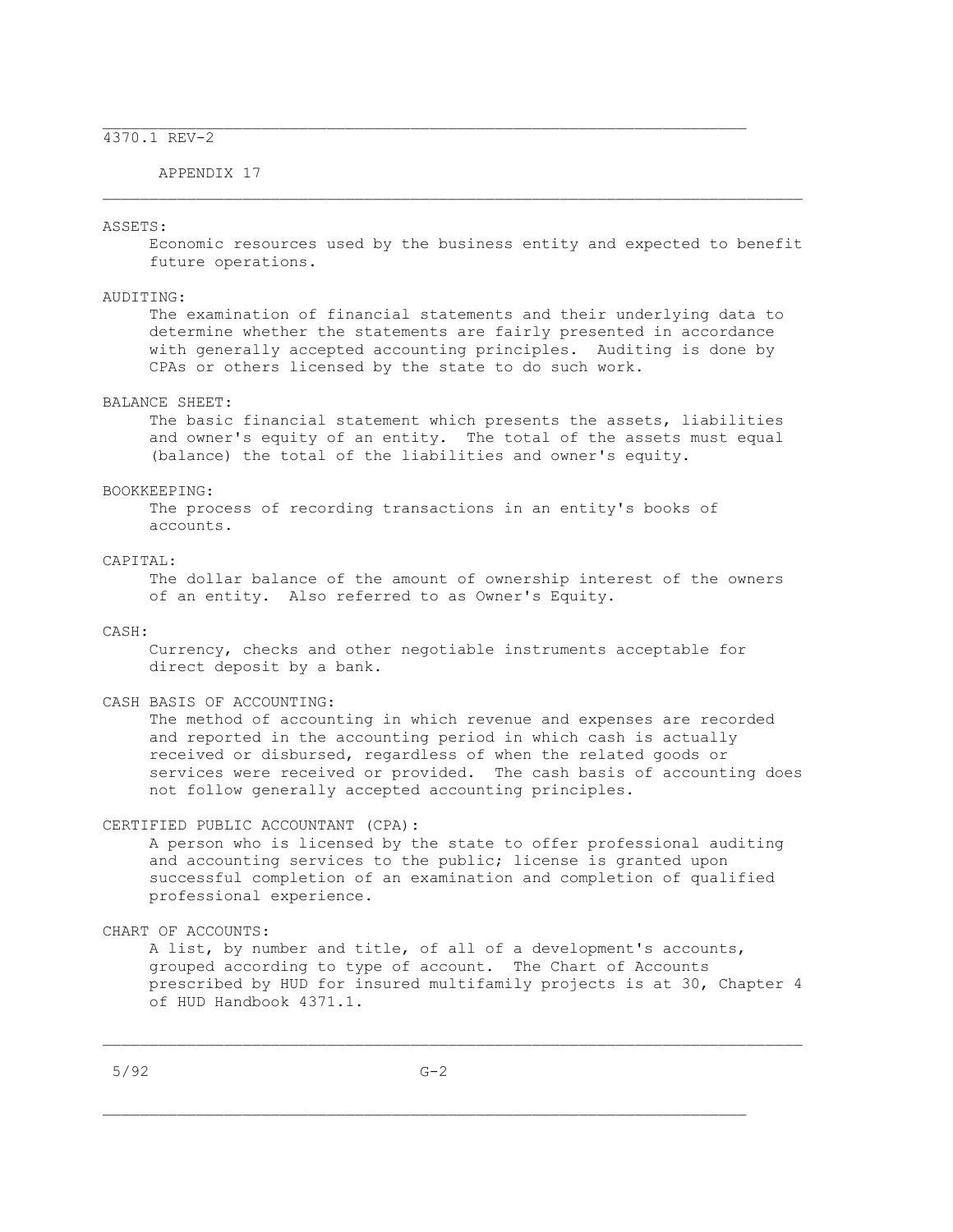## ASSETS:

Economic resources used by the business entity and expected to benefit future operations.

## AUDITING:

The examination of financial statements and their underlying data to determine whether the statements are fairly presented in accordance with generally accepted accounting principles. Auditing is done by CPAs or others licensed by the state to do such work.

## BALANCE SHEET:

The basic financial statement which presents the assets, liabilities and owner's equity of an entity. The total of the assets must equal (balance) the total of the liabilities and owner's equity.

## BOOKKEEPING:

The process of recording transactions in an entity's books of accounts.

## CAPITAL:

The dollar balance of the amount of ownership interest of the owners of an entity. Also referred to as Owner's Equity.

## CASH:

Currency, checks and other negotiable instruments acceptable for direct deposit by a bank.

## CASH BASIS OF ACCOUNTING:

The method of accounting in which revenue and expenses are recorded and reported in the accounting period in which cash is actually received or disbursed, regardless of when the related goods or services were received or provided. The cash basis of accounting does not follow generally accepted accounting principles.

## CERTIFIED PUBLIC ACCOUNTANT (CPA):

A person who is licensed by the state to offer professional auditing and accounting services to the public; license is granted upon successful completion of an examination and completion of qualified professional experience.

## CHART OF ACCOUNTS:

A list, by number and title, of all of a development's accounts, grouped according to type of account. The Chart of Accounts prescribed by HUD for insured multifamily projects is at 30, Chapter 4 of HUD Handbook 4371.1.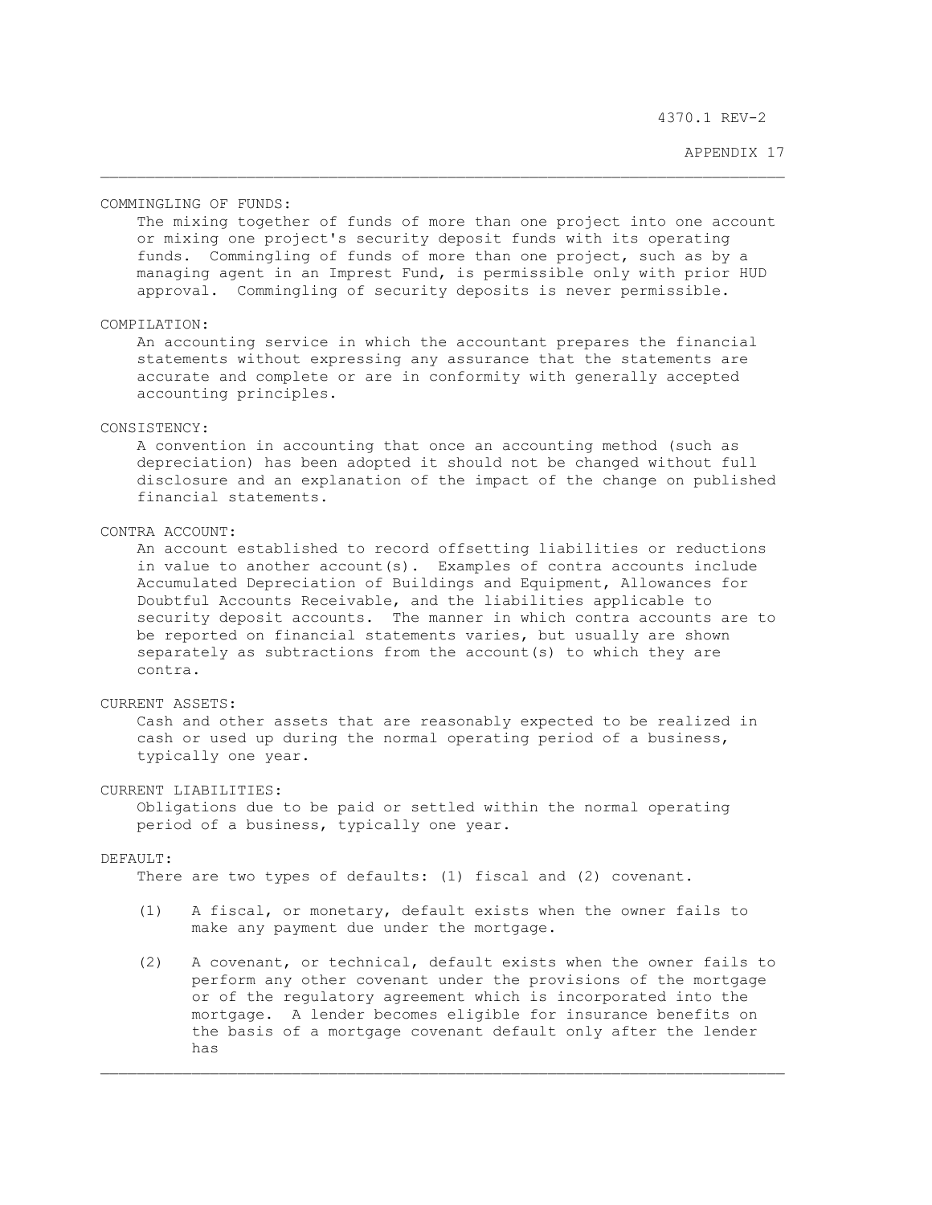COMMINGLING OF FUNDS:

The mixing together of funds of more than one project into one account or mixing one project's security deposit funds with its operating funds. Commingling of funds of more than one project, such as by a managing agent in an Imprest Fund, is permissible only with prior HUD approval. Commingling of security deposits is never permissible.

COMPILATION:

An accounting service in which the accountant prepares the financial statements without expressing any assurance that the statements are accurate and complete or are in conformity with generally accepted accounting principles.

CONSISTENCY:

A convention in accounting that once an accounting method (such as depreciation) has been adopted it should not be changed without full disclosure and an explanation of the impact of the change on published financial statements.

CONTRA ACCOUNT:

An account established to record offsetting liabilities or reductions in value to another account(s). Examples of contra accounts include Accumulated Depreciation of Buildings and Equipment, Allowances for Doubtful Accounts Receivable, and the liabilities applicable to security deposit accounts. The manner in which contra accounts are to be reported on financial statements varies, but usually are shown separately as subtractions from the account(s) to which they are contra.

CURRENT ASSETS:

Cash and other assets that are reasonably expected to be realized in cash or used up during the normal operating period of a business, typically one year.

CURRENT LIABILITIES:

Obligations due to be paid or settled within the normal operating period of a business, typically one year.

DEFAULT:

There are two types of defaults: (1) fiscal and (2) covenant.

(1) A fiscal, or monetary, default exists when the owner fails to make any payment due under the mortgage.

(2) A covenant, or technical, default exists when the owner fails to perform any other covenant under the provisions of the mortgage or of the regulatory agreement which is incorporated into the mortgage. A lender becomes eligible for insurance benefits on the basis of a mortgage covenant default only after the lender has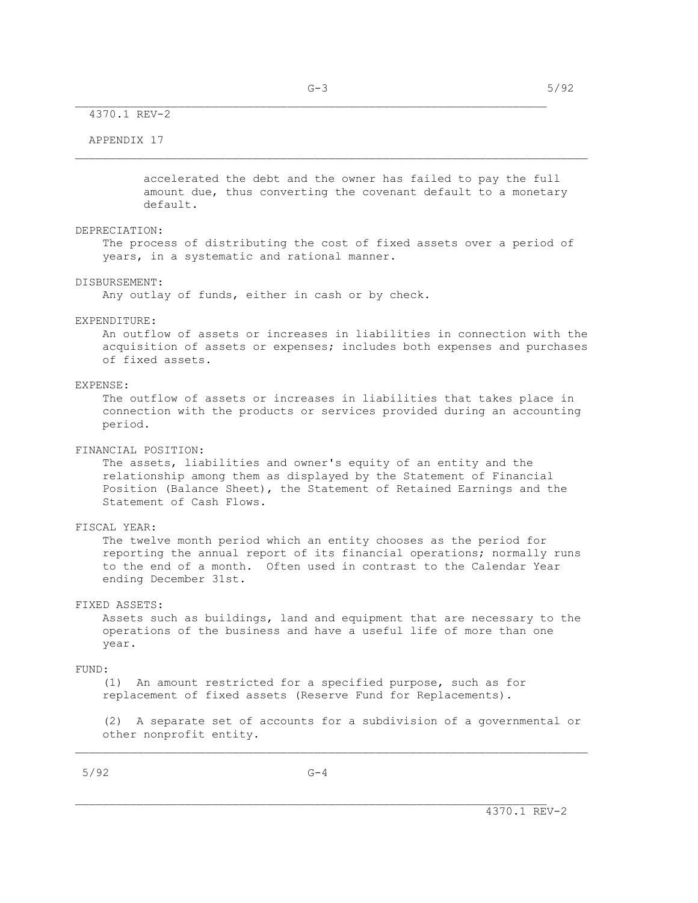accelerated the debt and the owner has failed to pay the full amount due, thus converting the covenant default to a monetary default.

DEPRECIATION:
The process of distributing the cost of fixed assets over a period of years, in a systematic and rational manner.

DISBURSEMENT:
Any outlay of funds, either in cash or by check.

EXPENDITURE:
An outflow of assets or increases in liabilities in connection with the acquisition of assets or expenses; includes both expenses and purchases of fixed assets.

EXPENSE:
The outflow of assets or increases in liabilities that takes place in connection with the products or services provided during an accounting period.

FINANCIAL POSITION:
The assets, liabilities and owner's equity of an entity and the relationship among them as displayed by the Statement of Financial Position (Balance Sheet), the Statement of Retained Earnings and the Statement of Cash Flows.

FISCAL YEAR:
The twelve month period which an entity chooses as the period for reporting the annual report of its financial operations; normally runs to the end of a month. Often used in contrast to the Calendar Year ending December 31st.

FIXED ASSETS:
Assets such as buildings, land and equipment that are necessary to the operations of the business and have a useful life of more than one year.

FUND:
(1) An amount restricted for a specified purpose, such as for replacement of fixed assets (Reserve Fund for Replacements).

(2) A separate set of accounts for a subdivision of a governmental or other nonprofit entity.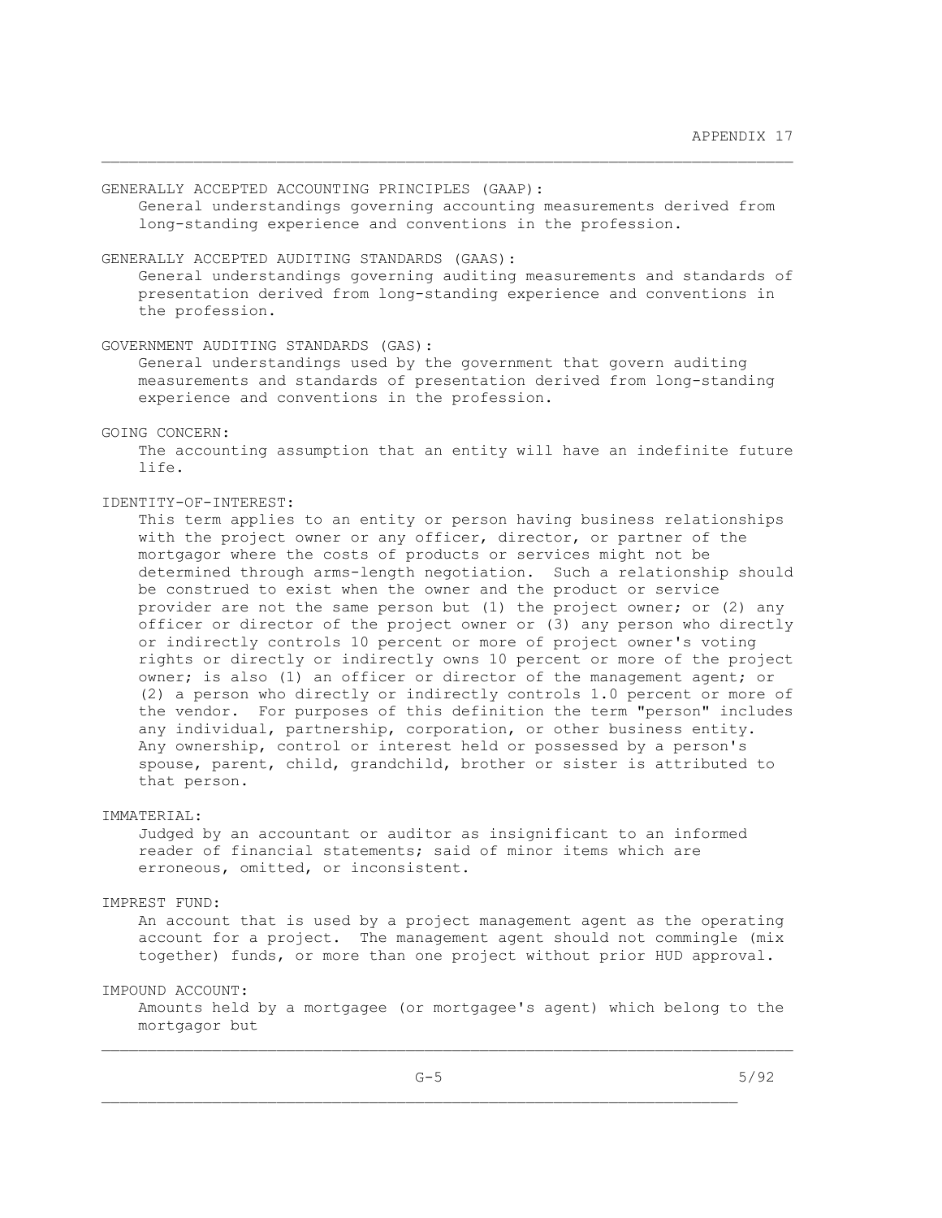GENERALLY ACCEPTED ACCOUNTING PRINCIPLES (GAAP):
General understandings governing accounting measurements derived from long-standing experience and conventions in the profession.

GENERALLY ACCEPTED AUDITING STANDARDS (GAAS):
General understandings governing auditing measurements and standards of presentation derived from long-standing experience and conventions in the profession.

GOVERNMENT AUDITING STANDARDS (GAS):
General understandings used by the government that govern auditing measurements and standards of presentation derived from long-standing experience and conventions in the profession.

GOING CONCERN:
The accounting assumption that an entity will have an indefinite future life.

IDENTITY-OF-INTEREST:
This term applies to an entity or person having business relationships with the project owner or any officer, director, or partner of the mortgagor where the costs of products or services might not be determined through arms-length negotiation. Such a relationship should be construed to exist when the owner and the product or service provider are not the same person but (1) the project owner; or (2) any officer or director of the project owner or (3) any person who directly or indirectly controls 10 percent or more of project owner's voting rights or directly or indirectly owns 10 percent or more of the project owner; is also (1) an officer or director of the management agent; or (2) a person who directly or indirectly controls 1.0 percent or more of the vendor. For purposes of this definition the term "person" includes any individual, partnership, corporation, or other business entity. Any ownership, control or interest held or possessed by a person's spouse, parent, child, grandchild, brother or sister is attributed to that person.

IMMATERIAL:
Judged by an accountant or auditor as insignificant to an informed reader of financial statements; said of minor items which are erroneous, omitted, or inconsistent.

IMPREST FUND:
An account that is used by a project management agent as the operating account for a project. The management agent should not commingle (mix together) funds, or more than one project without prior HUD approval.

IMPOUND ACCOUNT:
Amounts held by a mortgagee (or mortgagee's agent) which belong to the mortgagor but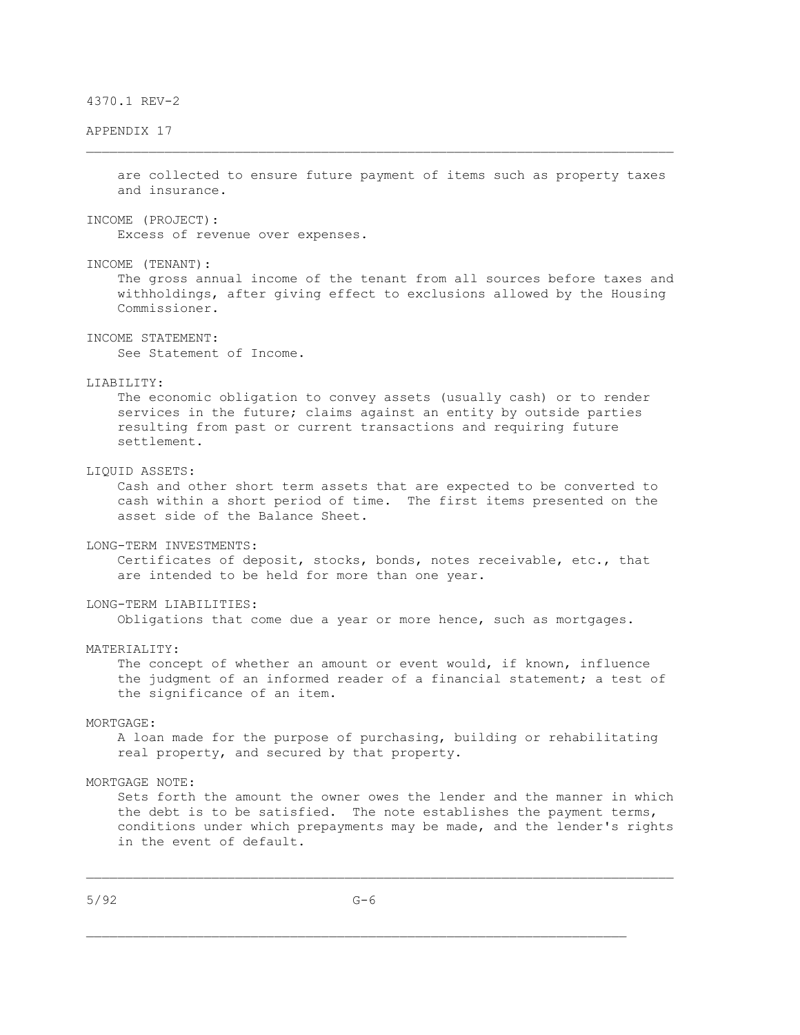are collected to ensure future payment of items such as property taxes and insurance.

**INCOME (PROJECT):**
Excess of revenue over expenses.

**INCOME (TENANT):**
The gross annual income of the tenant from all sources before taxes and withholdings, after giving effect to exclusions allowed by the Housing Commissioner.

**INCOME STATEMENT:**
See Statement of Income.

**LIABILITY:**
The economic obligation to convey assets (usually cash) or to render services in the future; claims against an entity by outside parties resulting from past or current transactions and requiring future settlement.

**LIQUID ASSETS:**
Cash and other short term assets that are expected to be converted to cash within a short period of time. The first items presented on the asset side of the Balance Sheet.

**LONG-TERM INVESTMENTS:**
Certificates of deposit, stocks, bonds, notes receivable, etc., that are intended to be held for more than one year.

**LONG-TERM LIABILITIES:**
Obligations that come due a year or more hence, such as mortgages.

**MATERIALITY:**
The concept of whether an amount or event would, if known, influence the judgment of an informed reader of a financial statement; a test of the significance of an item.

**MORTGAGE:**
A loan made for the purpose of purchasing, building or rehabilitating real property, and secured by that property.

**MORTGAGE NOTE:**
Sets forth the amount the owner owes the lender and the manner in which the debt is to be satisfied. The note establishes the payment terms, conditions under which prepayments may be made, and the lender's rights in the event of default.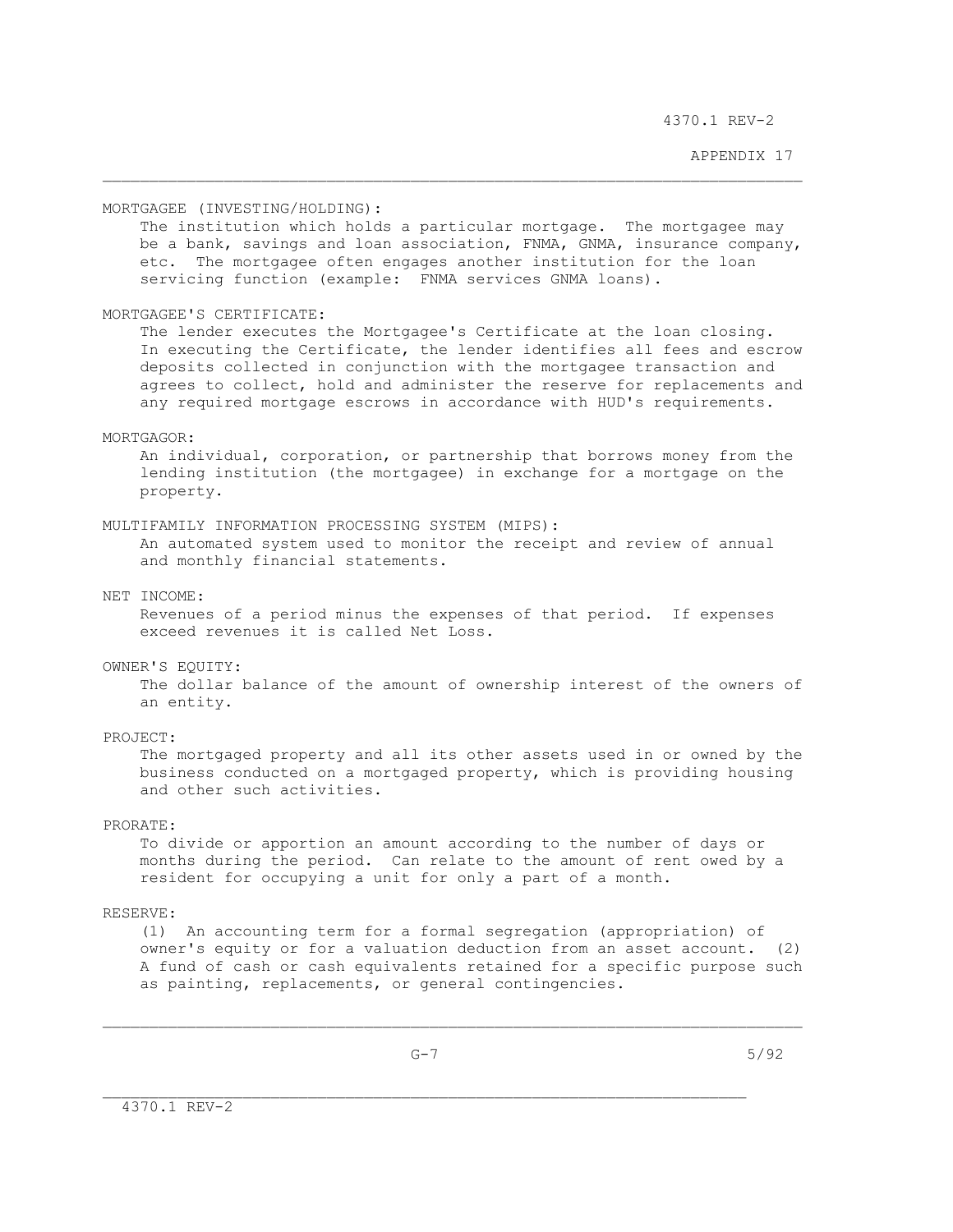**MORTGAGEE (INVESTING/HOLDING):**
The institution which holds a particular mortgage. The mortgagee may be a bank, savings and loan association, FNMA, GNMA, insurance company, etc. The mortgagee often engages another institution for the loan servicing function (example: FNMA services GNMA loans).

**MORTGAGEE'S CERTIFICATE:**
The lender executes the Mortgagee's Certificate at the loan closing. In executing the Certificate, the lender identifies all fees and escrow deposits collected in conjunction with the mortgagee transaction and agrees to collect, hold and administer the reserve for replacements and any required mortgage escrows in accordance with HUD's requirements.

**MORTGAGOR:**
An individual, corporation, or partnership that borrows money from the lending institution (the mortgagee) in exchange for a mortgage on the property.

**MULTIFAMILY INFORMATION PROCESSING SYSTEM (MIPS):**
An automated system used to monitor the receipt and review of annual and monthly financial statements.

**NET INCOME:**
Revenues of a period minus the expenses of that period. If expenses exceed revenues it is called Net Loss.

**OWNER'S EQUITY:**
The dollar balance of the amount of ownership interest of the owners of an entity.

**PROJECT:**
The mortgaged property and all its other assets used in or owned by the business conducted on a mortgaged property, which is providing housing and other such activities.

**PRORATE:**
To divide or apportion an amount according to the number of days or months during the period. Can relate to the amount of rent owed by a resident for occupying a unit for only a part of a month.

**RESERVE:**
(1) An accounting term for a formal segregation (appropriation) of owner's equity or for a valuation deduction from an asset account. (2) A fund of cash or cash equivalents retained for a specific purpose such as painting, replacements, or general contingencies.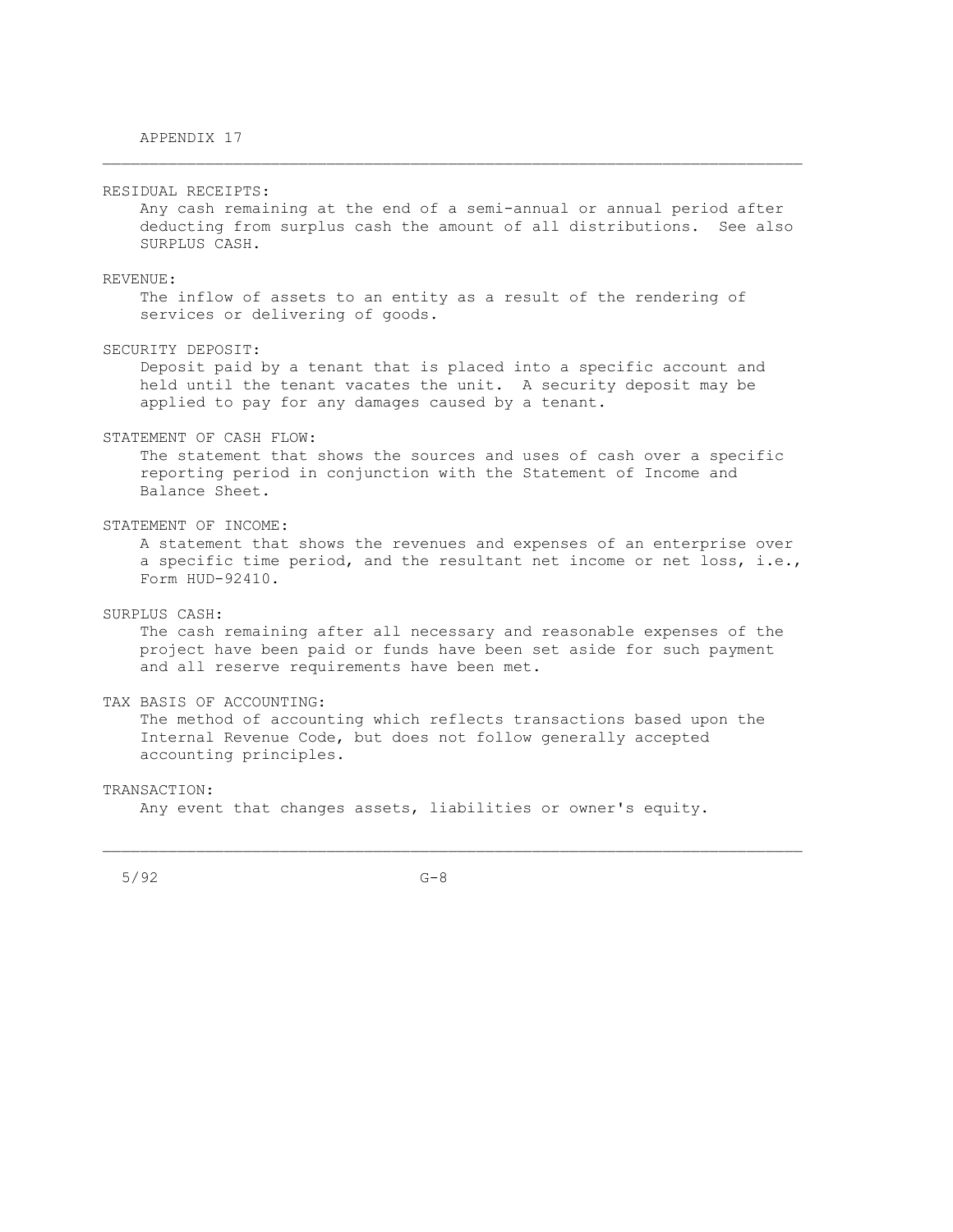**RESIDUAL RECEIPTS:**
Any cash remaining at the end of a semi-annual or annual period after deducting from surplus cash the amount of all distributions. See also SURPLUS CASH.

**REVENUE:**
The inflow of assets to an entity as a result of the rendering of services or delivering of goods.

**SECURITY DEPOSIT:**
Deposit paid by a tenant that is placed into a specific account and held until the tenant vacates the unit. A security deposit may be applied to pay for any damages caused by a tenant.

**STATEMENT OF CASH FLOW:**
The statement that shows the sources and uses of cash over a specific reporting period in conjunction with the Statement of Income and Balance Sheet.

**STATEMENT OF INCOME:**
A statement that shows the revenues and expenses of an enterprise over a specific time period, and the resultant net income or net loss, i.e., Form HUD-92410.

**SURPLUS CASH:**
The cash remaining after all necessary and reasonable expenses of the project have been paid or funds have been set aside for such payment and all reserve requirements have been met.

**TAX BASIS OF ACCOUNTING:**
The method of accounting which reflects transactions based upon the Internal Revenue Code, but does not follow generally accepted accounting principles.

**TRANSACTION:**
Any event that changes assets, liabilities or owner's equity.